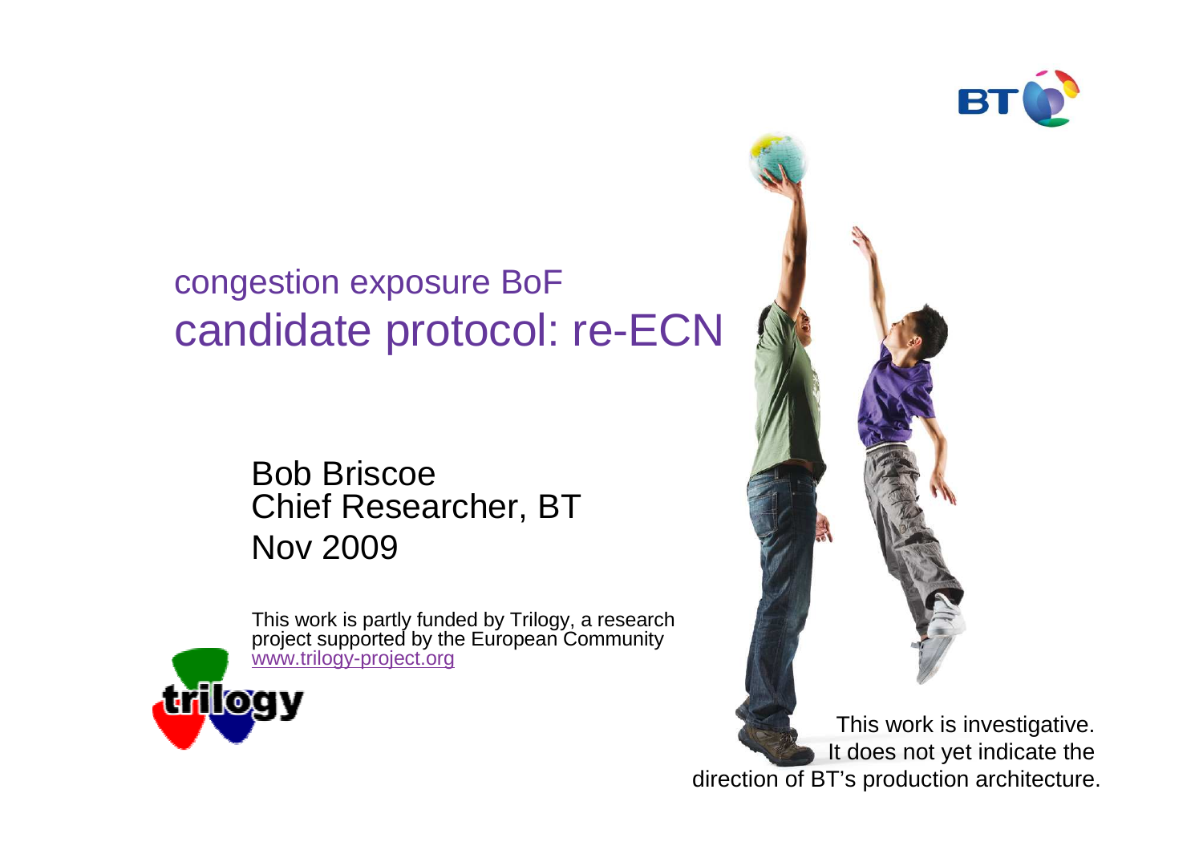# congestion exposure BoF

# candidate protocol: re-ECN

Bob Briscoe
Chief Researcher, BT
Nov 2009

This work is partly funded by Trilogy, a research project supported by the European Community
www.trilogy-project.org

This work is investigative.
It does not yet indicate the direction of BT's production architecture.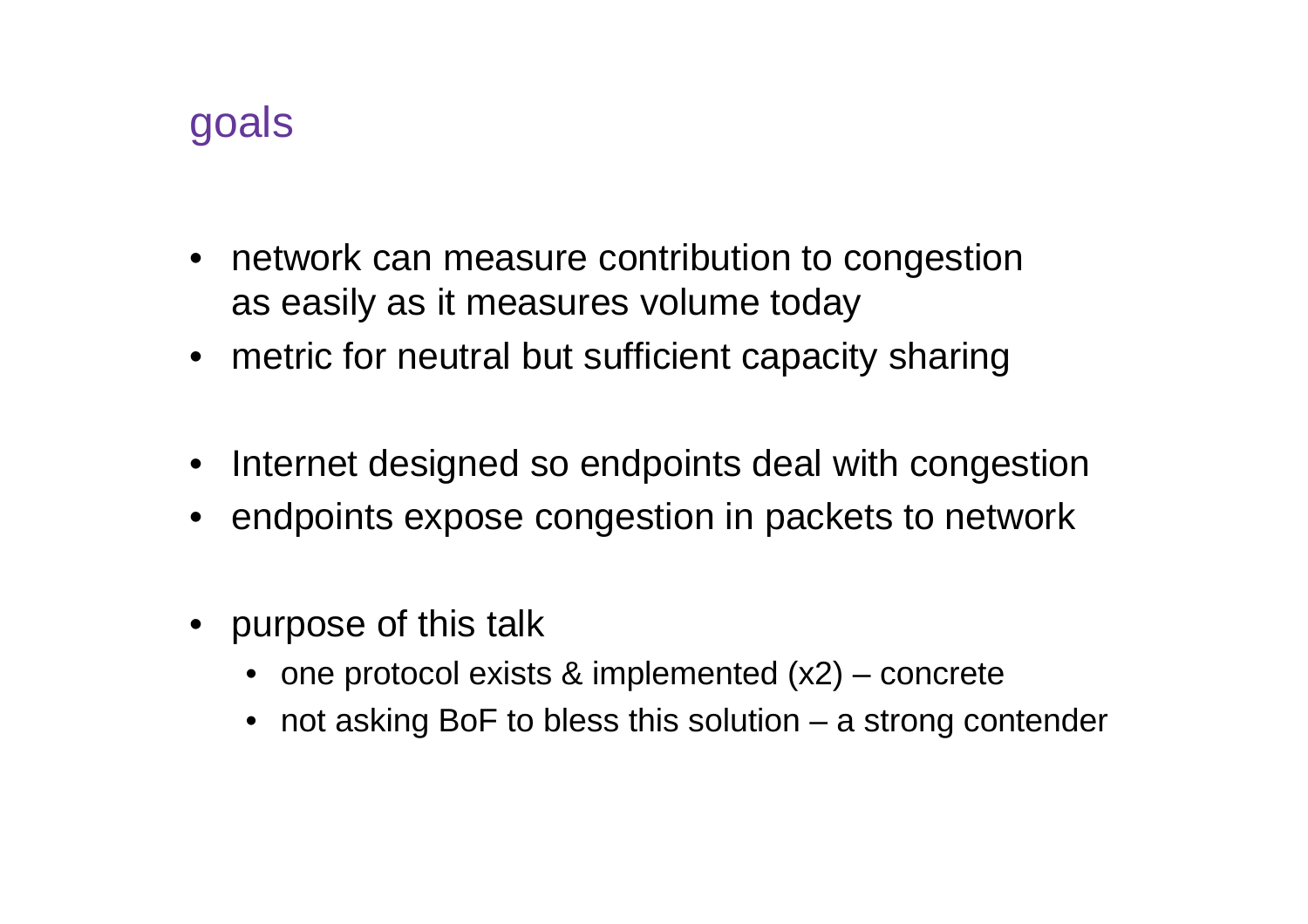# goals

- network can measure contribution to congestion as easily as it measures volume today
- metric for neutral but sufficient capacity sharing

- Internet designed so endpoints deal with congestion
- endpoints expose congestion in packets to network

- purpose of this talk
  - one protocol exists & implemented (x2) – concrete
  - not asking BoF to bless this solution – a strong contender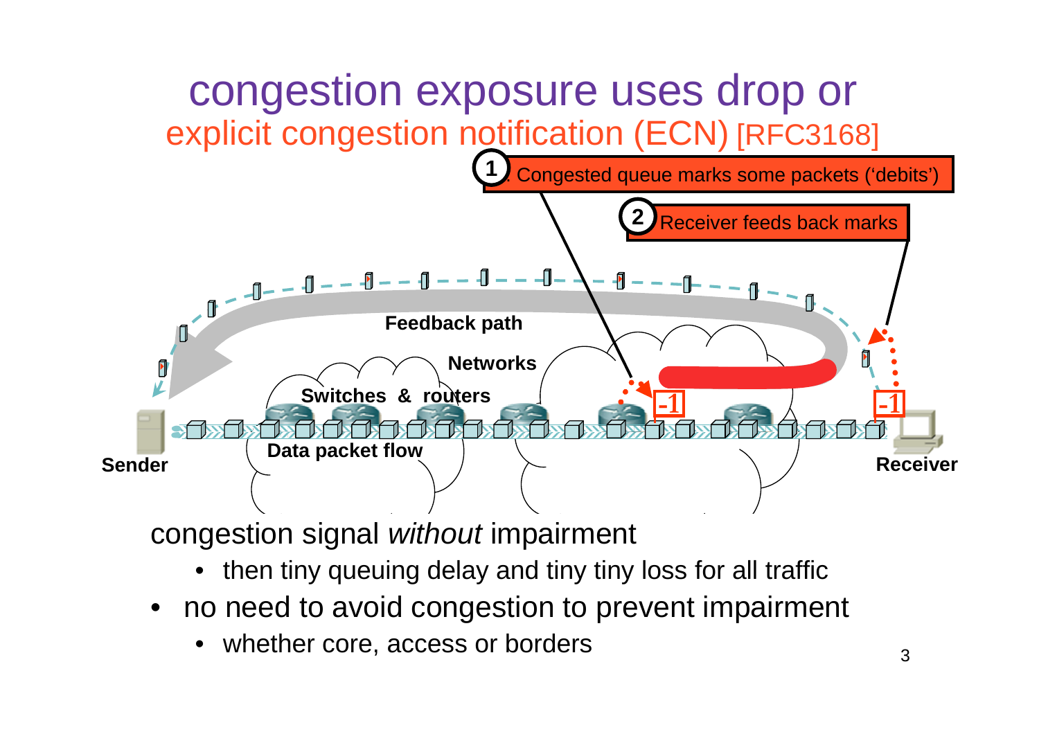# congestion exposure uses drop or explicit congestion notification (ECN) [RFC3168]

1: Congested queue marks some packets ('debits')

2: Receiver feeds back marks

Feedback path

Networks

Switches & routers

Data packet flow

Sender

Receiver

-1

-1

congestion signal *without* impairment

- then tiny queuing delay and tiny tiny loss for all traffic

- no need to avoid congestion to prevent impairment
  - whether core, access or borders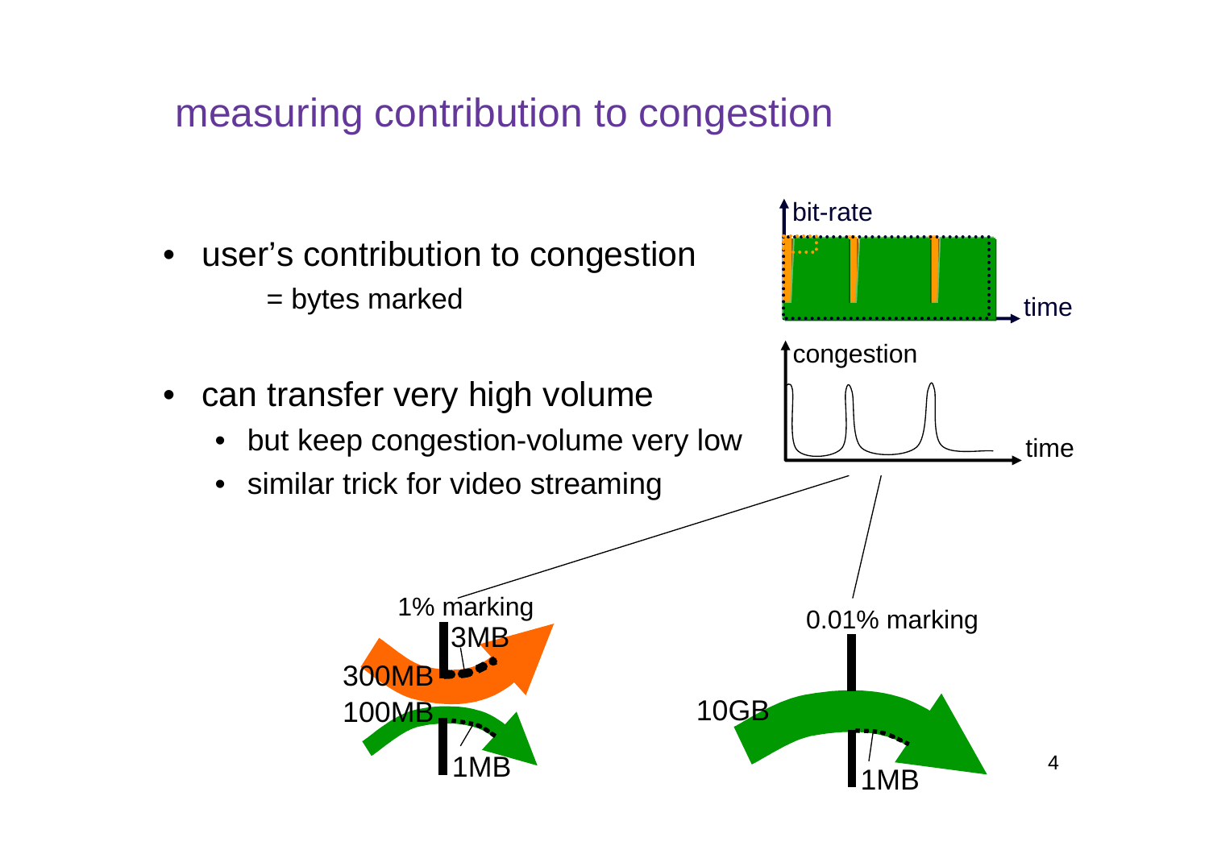# measuring contribution to congestion

- user's contribution to congestion
  = bytes marked
- can transfer very high volume
  - but keep congestion-volume very low
  - similar trick for video streaming

bit-rate

time

congestion

time

1% marking

3MB

300MB

100MB

1MB

0.01% marking

10GB

1MB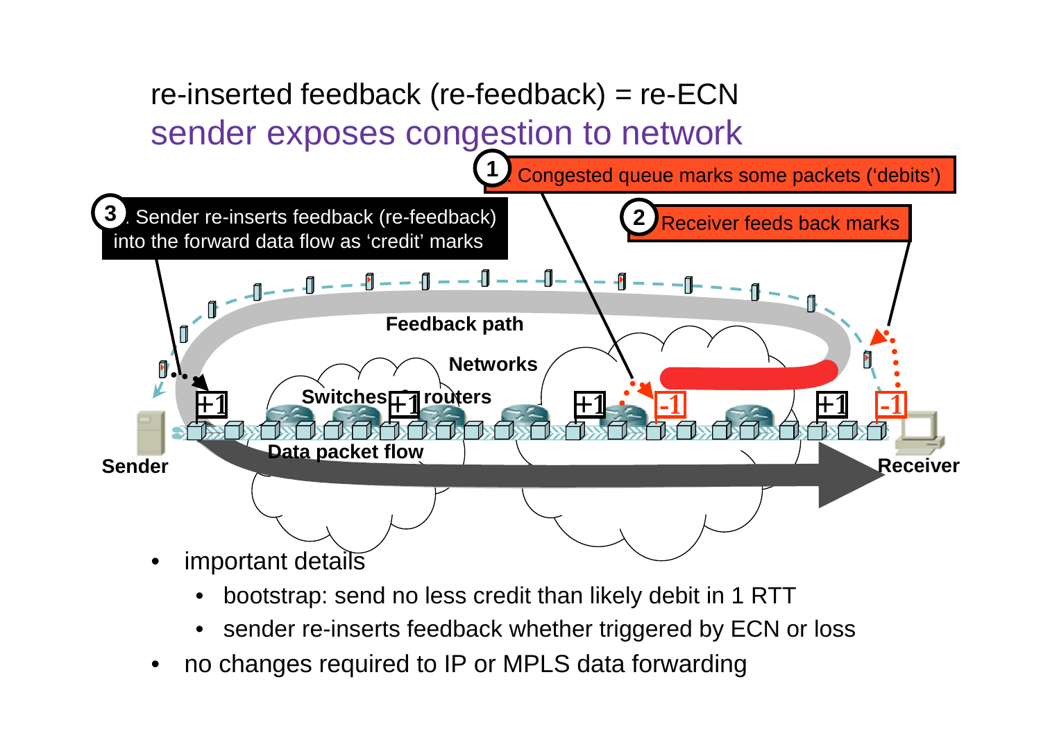# re-inserted feedback (re-feedback) = re-ECN

## sender exposes congestion to network

1. Congested queue marks some packets ('debits')
2. Receiver feeds back marks
3. Sender re-inserts feedback (re-feedback) into the forward data flow as 'credit' marks

Feedback path

Networks

Switches & routers

Data packet flow

Sender

Receiver

+1 +1 +1 -1 +1 -1

- important details
  - bootstrap: send no less credit than likely debit in 1 RTT
  - sender re-inserts feedback whether triggered by ECN or loss
- no changes required to IP or MPLS data forwarding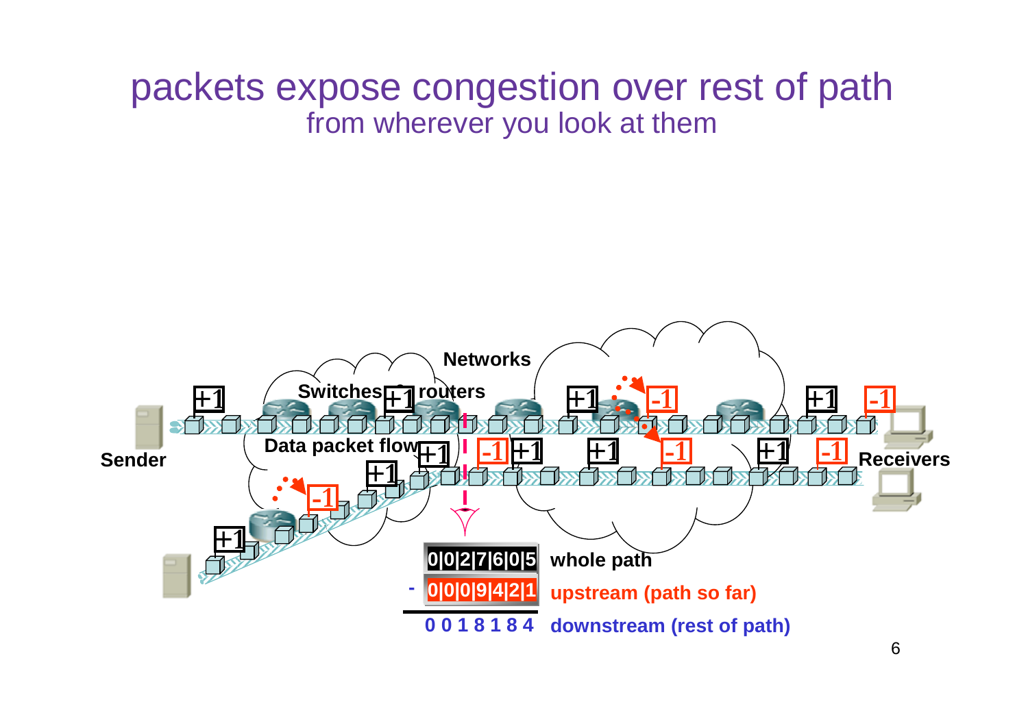# packets expose congestion over rest of path

## from wherever you look at them

Networks

Switches & routers

Data packet flow

Sender

Receivers

| | | |
|---|---|---|
| | 0\|0\|2\|7\|6\|0\|5 | whole path |
| - | 0\|0\|0\|9\|4\|2\|1 | upstream (path so far) |
| | 0 0 1 8 1 8 4 | downstream (rest of path) |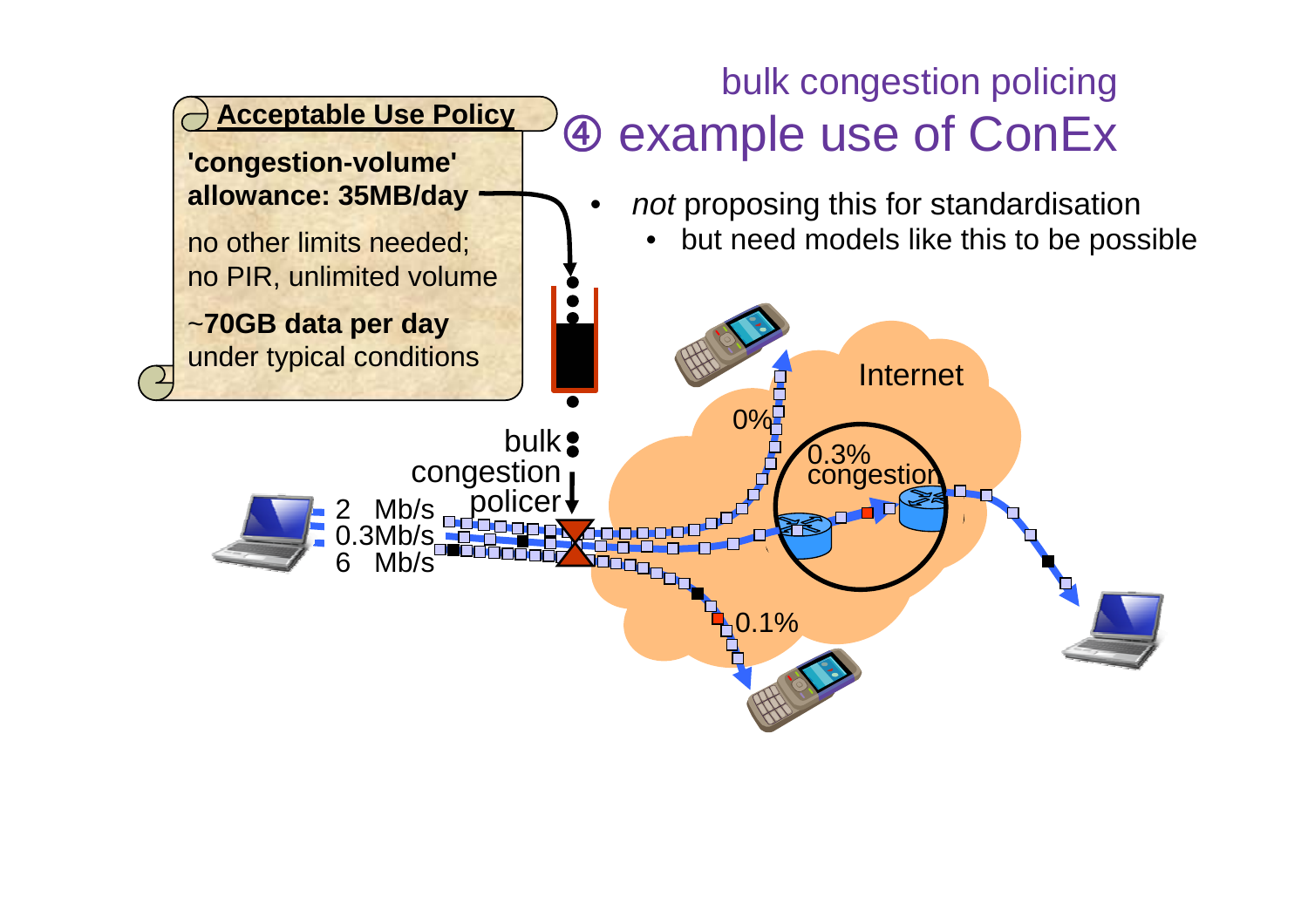## bulk congestion policing

# ④ example use of ConEx

- *not* proposing this for standardisation
  - but need models like this to be possible

**Acceptable Use Policy**

**'congestion-volume' allowance: 35MB/day**

no other limits needed; no PIR, unlimited volume

~**70GB data per day** under typical conditions

bulk congestion policer

2 Mb/s
0.3Mb/s
6 Mb/s

Internet

0%

0.3% congestion

0.1%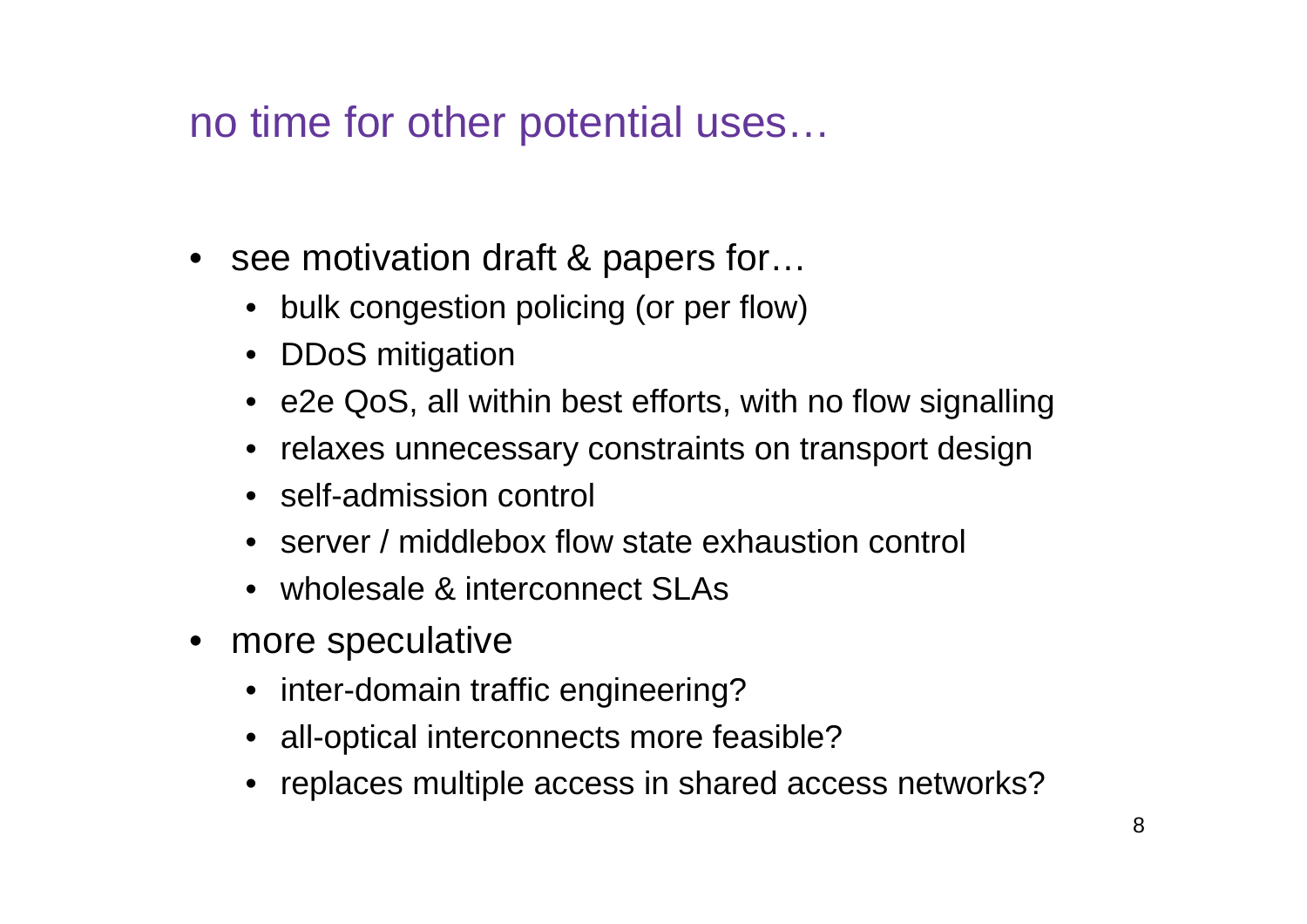# no time for other potential uses…

- see motivation draft & papers for…
  - bulk congestion policing (or per flow)
  - DDoS mitigation
  - e2e QoS, all within best efforts, with no flow signalling
  - relaxes unnecessary constraints on transport design
  - self-admission control
  - server / middlebox flow state exhaustion control
  - wholesale & interconnect SLAs
- more speculative
  - inter-domain traffic engineering?
  - all-optical interconnects more feasible?
  - replaces multiple access in shared access networks?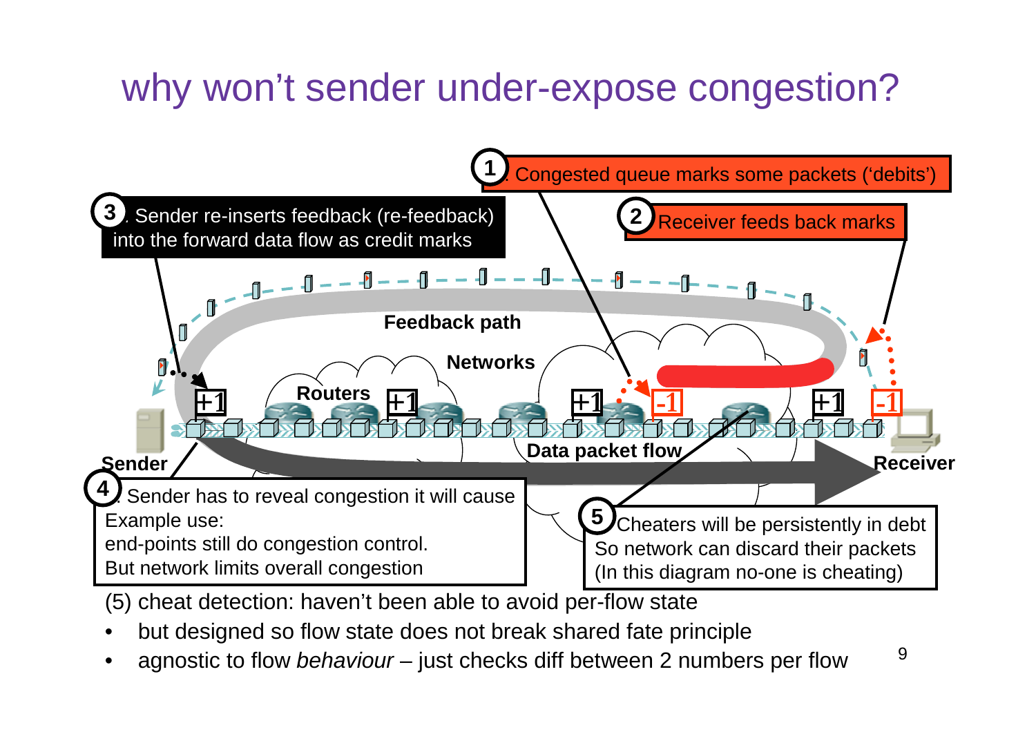# why won't sender under-expose congestion?

1. Congested queue marks some packets ('debits')

2. Receiver feeds back marks

3. Sender re-inserts feedback (re-feedback) into the forward data flow as credit marks

Feedback path

Networks

Routers

+1 +1 +1 -1 +1 -1

Sender

Data packet flow

Receiver

4. Sender has to reveal congestion it will cause
Example use:
end-points still do congestion control.
But network limits overall congestion

5. Cheaters will be persistently in debt
So network can discard their packets
(In this diagram no-one is cheating)

(5) cheat detection: haven't been able to avoid per-flow state

- but designed so flow state does not break shared fate principle
- agnostic to flow *behaviour* – just checks diff between 2 numbers per flow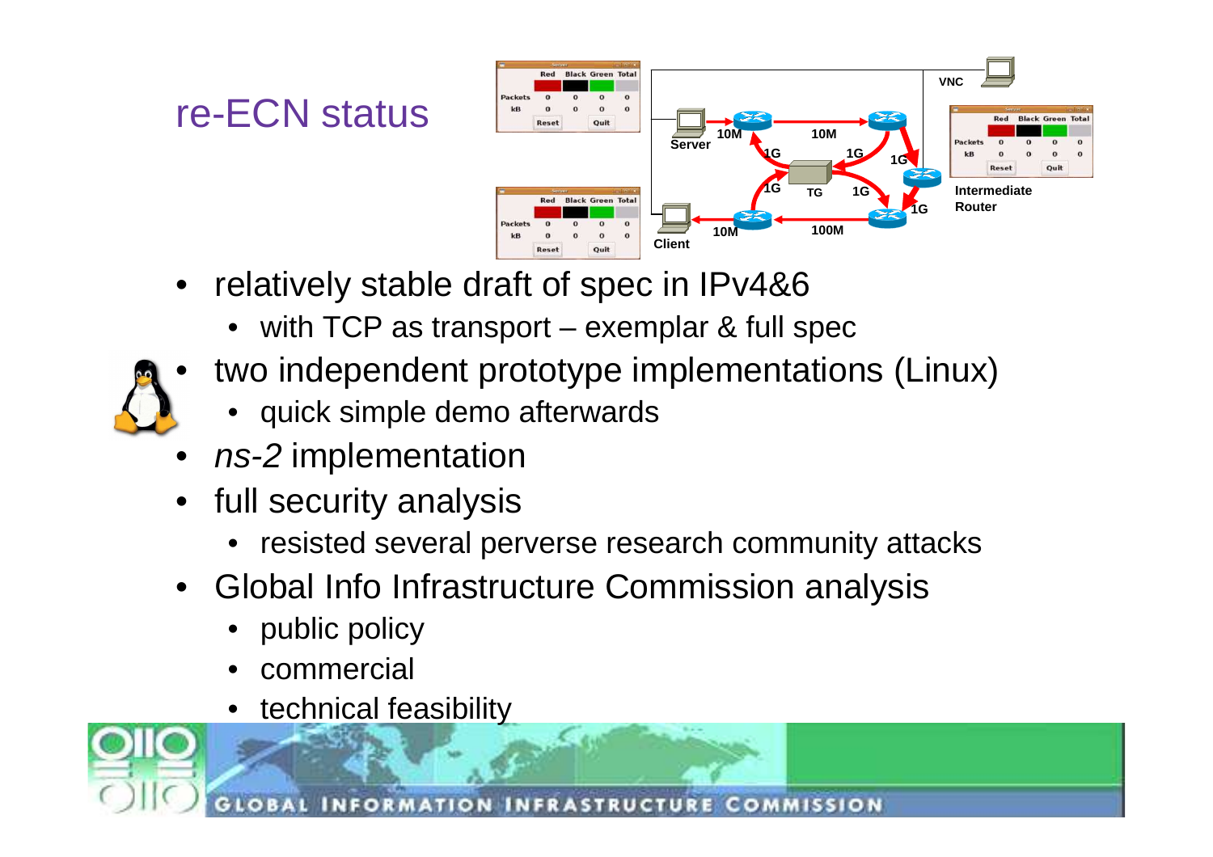# re-ECN status

- relatively stable draft of spec in IPv4&6
  - with TCP as transport – exemplar & full spec
- two independent prototype implementations (Linux)
  - quick simple demo afterwards
- *ns-2* implementation
- full security analysis
  - resisted several perverse research community attacks
- Global Info Infrastructure Commission analysis
  - public policy
  - commercial
  - technical feasibility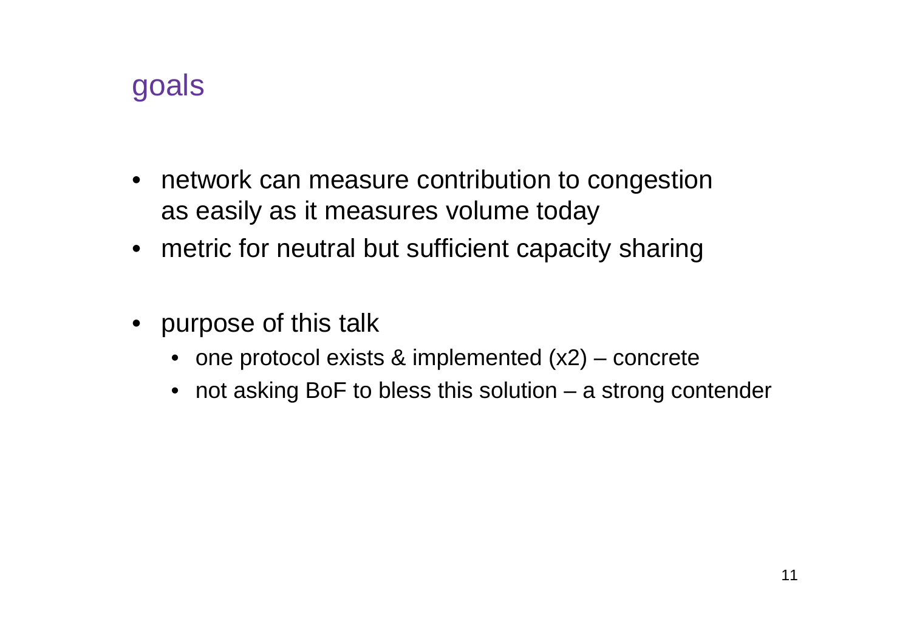# goals

- network can measure contribution to congestion as easily as it measures volume today
- metric for neutral but sufficient capacity sharing

- purpose of this talk
  - one protocol exists & implemented (x2) – concrete
  - not asking BoF to bless this solution – a strong contender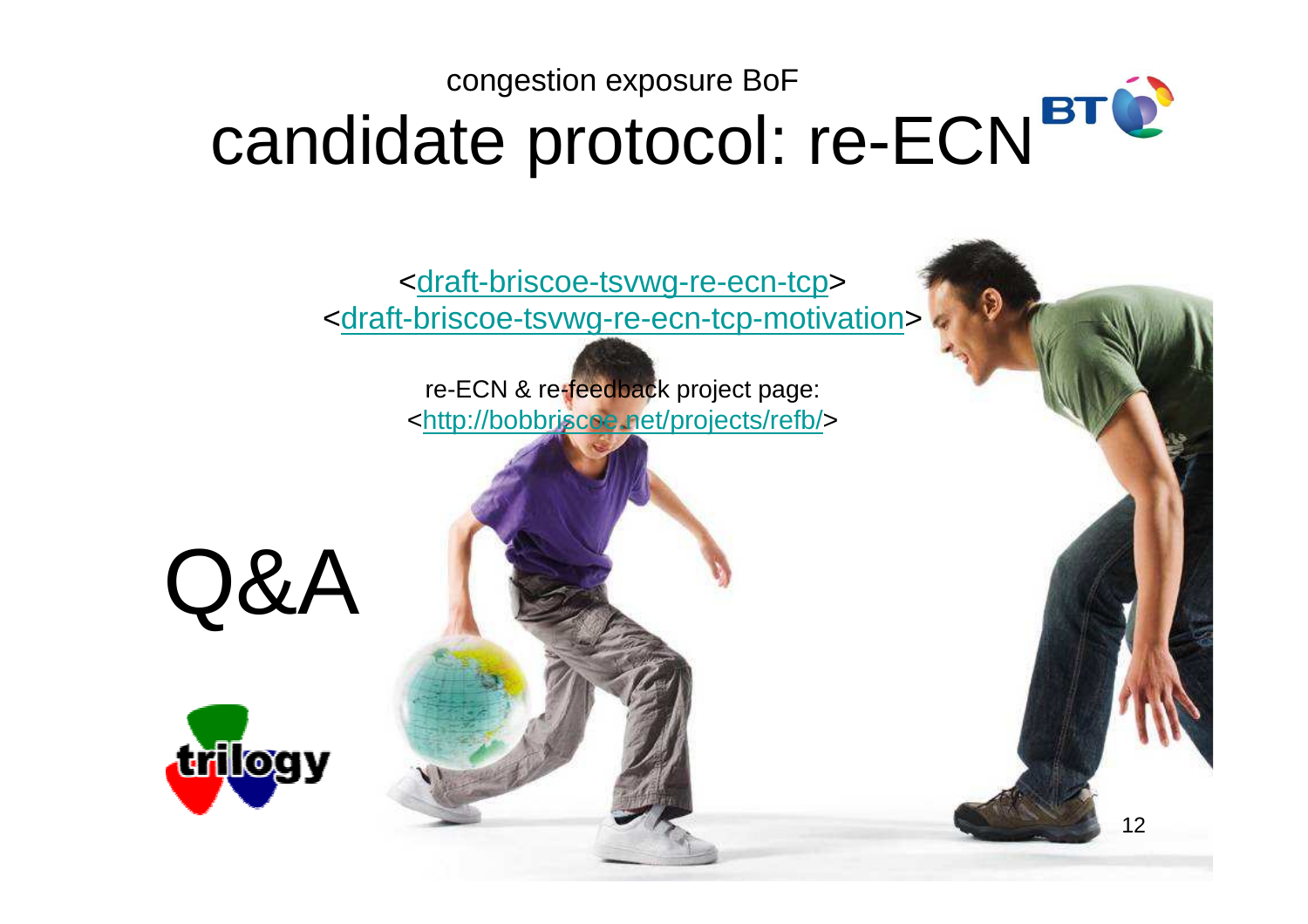congestion exposure BoF

# candidate protocol: re-ECN

<draft-briscoe-tsvwg-re-ecn-tcp>
<draft-briscoe-tsvwg-re-ecn-tcp-motivation>

re-ECN & re-feedback project page:
<http://bobbriscoe.net/projects/refb/>

Q&A